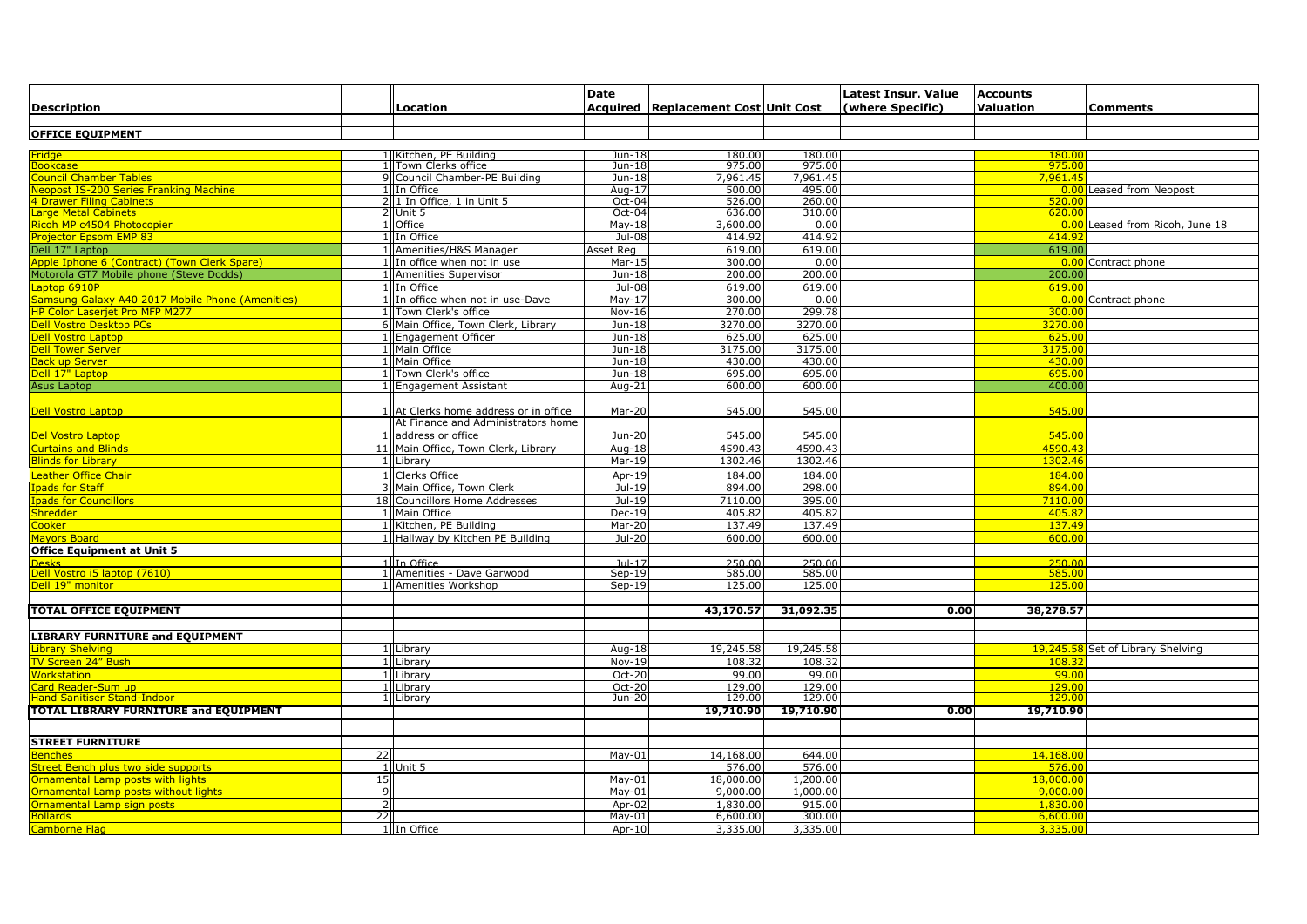| Description | | Location | Date Acquired | Replacement Cost | Unit Cost | Latest Insur. Value (where Specific) | Accounts Valuation | Comments |
|---|---|---|---|---|---|---|---|---|
| **OFFICE EQUIPMENT** | | | | | | | | |
| Fridge | 1 | Kitchen, PE Building | Jun-18 | 180.00 | 180.00 | | 180.00 | |
| Bookcase | 1 | Town Clerks office | Jun-18 | 975.00 | 975.00 | | 975.00 | |
| Council Chamber Tables | 9 | Council Chamber-PE Building | Jun-18 | 7,961.45 | 7,961.45 | | 7,961.45 | |
| Neopost IS-200 Series Franking Machine | 1 | In Office | Aug-17 | 500.00 | 495.00 | | 0.00 | Leased from Neopost |
| 4 Drawer Filing Cabinets | 2 | 1 In Office, 1 in Unit 5 | Oct-04 | 526.00 | 260.00 | | 520.00 | |
| Large Metal Cabinets | 2 | Unit 5 | Oct-04 | 636.00 | 310.00 | | 620.00 | |
| Ricoh MP c4504 Photocopier | 1 | Office | May-18 | 3,600.00 | 0.00 | | 0.00 | Leased from Ricoh, June 18 |
| Projector Epsom EMP 83 | 1 | In Office | Jul-08 | 414.92 | 414.92 | | 414.92 | |
| Dell 17" Laptop | 1 | Amenities/H&S Manager | Asset Reg | 619.00 | 619.00 | | 619.00 | |
| Apple Iphone 6 (Contract) (Town Clerk Spare) | 1 | In office when not in use | Mar-15 | 300.00 | 0.00 | | 0.00 | Contract phone |
| Motorola GT7 Mobile phone (Steve Dodds) | 1 | Amenities Supervisor | Jun-18 | 200.00 | 200.00 | | 200.00 | |
| Laptop 6910P | 1 | In Office | Jul-08 | 619.00 | 619.00 | | 619.00 | |
| Samsung Galaxy A40 2017 Mobile Phone (Amenities) | 1 | In office when not in use-Dave | May-17 | 300.00 | 0.00 | | 0.00 | Contract phone |
| HP Color Laserjet Pro MFP M277 | 1 | Town Clerk's office | Nov-16 | 270.00 | 299.78 | | 300.00 | |
| Dell Vostro Desktop PCs | 6 | Main Office, Town Clerk, Library | Jun-18 | 3270.00 | 3270.00 | | 3270.00 | |
| Dell Vostro Laptop | 1 | Engagement Officer | Jun-18 | 625.00 | 625.00 | | 625.00 | |
| Dell Tower Server | 1 | Main Office | Jun-18 | 3175.00 | 3175.00 | | 3175.00 | |
| Back up Server | 1 | Main Office | Jun-18 | 430.00 | 430.00 | | 430.00 | |
| Dell 17" Laptop | 1 | Town Clerk's office | Jun-18 | 695.00 | 695.00 | | 695.00 | |
| Asus Laptop | 1 | Engagement Assistant | Aug-21 | 600.00 | 600.00 | | 400.00 | |
| Dell Vostro Laptop | 1 | At Clerks home address or in office | Mar-20 | 545.00 | 545.00 | | 545.00 | |
| Del Vostro Laptop | 1 | At Finance and Administrators home address or office | Jun-20 | 545.00 | 545.00 | | 545.00 | |
| Curtains and Blinds | 11 | Main Office, Town Clerk, Library | Aug-18 | 4590.43 | 4590.43 | | 4590.43 | |
| Blinds for Library | 1 | Library | Mar-19 | 1302.46 | 1302.46 | | 1302.46 | |
| Leather Office Chair | 1 | Clerks Office | Apr-19 | 184.00 | 184.00 | | 184.00 | |
| Ipads for Staff | 3 | Main Office, Town Clerk | Jul-19 | 894.00 | 298.00 | | 894.00 | |
| Ipads for Councillors | 18 | Councillors Home Addresses | Jul-19 | 7110.00 | 395.00 | | 7110.00 | |
| Shredder | 1 | Main Office | Dec-19 | 405.82 | 405.82 | | 405.82 | |
| Cooker | 1 | Kitchen, PE Building | Mar-20 | 137.49 | 137.49 | | 137.49 | |
| Mayors Board | 1 | Hallway by Kitchen PE Building | Jul-20 | 600.00 | 600.00 | | 600.00 | |
| **Office Equipment at Unit 5** | | | | | | | | |
| Desks | 1 | In Office | Jul-17 | 250.00 | 250.00 | | 250.00 | |
| Dell Vostro i5 laptop (7610) | 1 | Amenities - Dave Garwood | Sep-19 | 585.00 | 585.00 | | 585.00 | |
| Dell 19" monitor | 1 | Amenities Workshop | Sep-19 | 125.00 | 125.00 | | 125.00 | |
| **TOTAL OFFICE EQUIPMENT** | | | | **43,170.57** | **31,092.35** | **0.00** | **38,278.57** | |
| **LIBRARY FURNITURE and EQUIPMENT** | | | | | | | | |
| Library Shelving | 1 | Library | Aug-18 | 19,245.58 | 19,245.58 | | 19,245.58 | Set of Library Shelving |
| TV Screen 24" Bush | 1 | Library | Nov-19 | 108.32 | 108.32 | | 108.32 | |
| Workstation | 1 | Library | Oct-20 | 99.00 | 99.00 | | 99.00 | |
| Card Reader-Sum up | 1 | Library | Oct-20 | 129.00 | 129.00 | | 129.00 | |
| Hand Sanitiser Stand-Indoor | 1 | Library | Jun-20 | 129.00 | 129.00 | | 129.00 | |
| **TOTAL LIBRARY FURNITURE and EQUIPMENT** | | | | **19,710.90** | **19,710.90** | **0.00** | **19,710.90** | |
| **STREET FURNITURE** | | | | | | | | |
| Benches | 22 | | May-01 | 14,168.00 | 644.00 | | 14,168.00 | |
| Street Bench plus two side supports | 1 | Unit 5 | | 576.00 | 576.00 | | 576.00 | |
| Ornamental Lamp posts with lights | 15 | | May-01 | 18,000.00 | 1,200.00 | | 18,000.00 | |
| Ornamental Lamp posts without lights | 9 | | May-01 | 9,000.00 | 1,000.00 | | 9,000.00 | |
| Ornamental Lamp sign posts | 2 | | Apr-02 | 1,830.00 | 915.00 | | 1,830.00 | |
| Bollards | 22 | | May-01 | 6,600.00 | 300.00 | | 6,600.00 | |
| Camborne Flag | 1 | In Office | Apr-10 | 3,335.00 | 3,335.00 | | 3,335.00 | |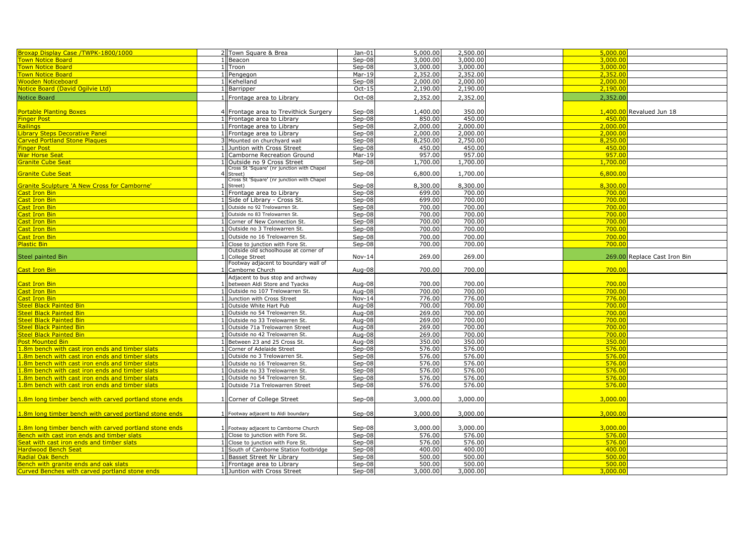| | | | | | | | | |
|---|---|---|---|---|---|---|---|---|
| Broxap Display Case /TWPK-1800/1000 | 2 | Town Square & Brea | Jan-01 | 5,000.00 | 2,500.00 | | 5,000.00 | |
| Town Notice Board | 1 | Beacon | Sep-08 | 3,000.00 | 3,000.00 | | 3,000.00 | |
| Town Notice Board | 1 | Troon | Sep-08 | 3,000.00 | 3,000.00 | | 3,000.00 | |
| Town Notice Board | 1 | Pengegon | Mar-19 | 2,352.00 | 2,352.00 | | 2,352.00 | |
| Wooden Noticeboard | 1 | Kehelland | Sep-08 | 2,000.00 | 2,000.00 | | 2,000.00 | |
| Notice Board (David Ogilvie Ltd) | 1 | Barripper | Oct-15 | 2,190.00 | 2,190.00 | | 2,190.00 | |
| Notice Board | 1 | Frontage area to Library | Oct-08 | 2,352.00 | 2,352.00 | | 2,352.00 | |
| Portable Planting Boxes | 4 | Frontage area to Trevithick Surgery | Sep-08 | 1,400.00 | 350.00 | | 1,400.00 | Revalued Jun 18 |
| Finger Post | 1 | Frontage area to Library | Sep-08 | 850.00 | 450.00 | | 450.00 | |
| Railings | 1 | Frontage area to Library | Sep-08 | 2,000.00 | 2,000.00 | | 2,000.00 | |
| Library Steps Decorative Panel | 1 | Frontage area to Library | Sep-08 | 2,000.00 | 2,000.00 | | 2,000.00 | |
| Carved Portland Stone Plaques | 3 | Mounted on churchyard wall | Sep-08 | 8,250.00 | 2,750.00 | | 8,250.00 | |
| Finger Post | 1 | Juntion with Cross Street | Sep-08 | 450.00 | 450.00 | | 450.00 | |
| War Horse Seat | 1 | Camborne Recreation Ground | Mar-19 | 957.00 | 957.00 | | 957.00 | |
| Granite Cube Seat | 1 | Outside no 9 Cross Street | Sep-08 | 1,700.00 | 1,700.00 | | 1,700.00 | |
| Granite Cube Seat | 4 | Cross St 'Square' (nr junction with Chapel Street) | Sep-08 | 6,800.00 | 1,700.00 | | 6,800.00 | |
| Granite Sculpture 'A New Cross for Camborne' | 1 | Cross St 'Square' (nr junction with Chapel Street) | Sep-08 | 8,300.00 | 8,300.00 | | 8,300.00 | |
| Cast Iron Bin | 1 | Frontage area to Library | Sep-08 | 699.00 | 700.00 | | 700.00 | |
| Cast Iron Bin | 1 | Side of Library - Cross St. | Sep-08 | 699.00 | 700.00 | | 700.00 | |
| Cast Iron Bin | 1 | Outside no 92 Trelowarren St. | Sep-08 | 700.00 | 700.00 | | 700.00 | |
| Cast Iron Bin | 1 | Outside no 83 Trelowarren St. | Sep-08 | 700.00 | 700.00 | | 700.00 | |
| Cast Iron Bin | 1 | Corner of New Connection St. | Sep-08 | 700.00 | 700.00 | | 700.00 | |
| Cast Iron Bin | 1 | Outside no 3 Trelowarren St. | Sep-08 | 700.00 | 700.00 | | 700.00 | |
| Cast Iron Bin | 1 | Outside no 16 Trelowarren St. | Sep-08 | 700.00 | 700.00 | | 700.00 | |
| Plastic Bin | 1 | Close to junction with Fore St. | Sep-08 | 700.00 | 700.00 | | 700.00 | |
| Steel painted Bin | 1 | Outside old schoolhouse at corner of College Street | Nov-14 | 269.00 | 269.00 | | 269.00 | Replace Cast Iron Bin |
| Cast Iron Bin | 1 | Footway adjacent to boundary wall of Camborne Church | Aug-08 | 700.00 | 700.00 | | 700.00 | |
| Cast Iron Bin | 1 | Adjacent to bus stop and archway between Aldi Store and Tyacks | Aug-08 | 700.00 | 700.00 | | 700.00 | |
| Cast Iron Bin | 1 | Outside no 107 Trelowarren St. | Aug-08 | 700.00 | 700.00 | | 700.00 | |
| Cast Iron Bin | 1 | Junction with Cross Street | Nov-14 | 776.00 | 776.00 | | 776.00 | |
| Steel Black Painted Bin | 1 | Outside White Hart Pub | Aug-08 | 700.00 | 700.00 | | 700.00 | |
| Steel Black Painted Bin | 1 | Outside no 54 Trelowarren St. | Aug-08 | 269.00 | 700.00 | | 700.00 | |
| Steel Black Painted Bin | 1 | Outside no 33 Trelowarren St. | Aug-08 | 269.00 | 700.00 | | 700.00 | |
| Steel Black Painted Bin | 1 | Outside 71a Trelowarren Street | Aug-08 | 269.00 | 700.00 | | 700.00 | |
| Steel Black Painted Bin | 1 | Outside no 42 Trelowarren St. | Aug-08 | 269.00 | 700.00 | | 700.00 | |
| Post Mounted Bin | 1 | Between 23 and 25 Cross St. | Aug-08 | 350.00 | 350.00 | | 350.00 | |
| 1.8m bench with cast iron ends and timber slats | 1 | Corner of Adelaide Street | Sep-08 | 576.00 | 576.00 | | 576.00 | |
| 1.8m bench with cast iron ends and timber slats | 1 | Outside no 3 Trelowarren St. | Sep-08 | 576.00 | 576.00 | | 576.00 | |
| 1.8m bench with cast iron ends and timber slats | 1 | Outside no 16 Trelowarren St. | Sep-08 | 576.00 | 576.00 | | 576.00 | |
| 1.8m bench with cast iron ends and timber slats | 1 | Outside no 33 Trelowarren St. | Sep-08 | 576.00 | 576.00 | | 576.00 | |
| 1.8m bench with cast iron ends and timber slats | 1 | Outside no 54 Trelowarren St. | Sep-08 | 576.00 | 576.00 | | 576.00 | |
| 1.8m bench with cast iron ends and timber slats | 1 | Outside 71a Trelowarren Street | Sep-08 | 576.00 | 576.00 | | 576.00 | |
| 1.8m long timber bench with carved portland stone ends | 1 | Corner of College Street | Sep-08 | 3,000.00 | 3,000.00 | | 3,000.00 | |
| 1.8m long timber bench with carved portland stone ends | 1 | Footway adjacent to Aldi boundary | Sep-08 | 3,000.00 | 3,000.00 | | 3,000.00 | |
| 1.8m long timber bench with carved portland stone ends | 1 | Footway adjacent to Camborne Church | Sep-08 | 3,000.00 | 3,000.00 | | 3,000.00 | |
| Bench with cast iron ends and timber slats | 1 | Close to junction with Fore St. | Sep-08 | 576.00 | 576.00 | | 576.00 | |
| Seat with cast iron ends and timber slats | 1 | Close to junction with Fore St. | Sep-08 | 576.00 | 576.00 | | 576.00 | |
| Hardwood Bench Seat | 1 | South of Camborne Station footbridge | Sep-08 | 400.00 | 400.00 | | 400.00 | |
| Radial Oak Bench | 1 | Basset Street Nr Library | Sep-08 | 500.00 | 500.00 | | 500.00 | |
| Bench with granite ends and oak slats | 1 | Frontage area to Library | Sep-08 | 500.00 | 500.00 | | 500.00 | |
| Curved Benches with carved portland stone ends | 1 | Juntion with Cross Street | Sep-08 | 3,000.00 | 3,000.00 | | 3,000.00 | |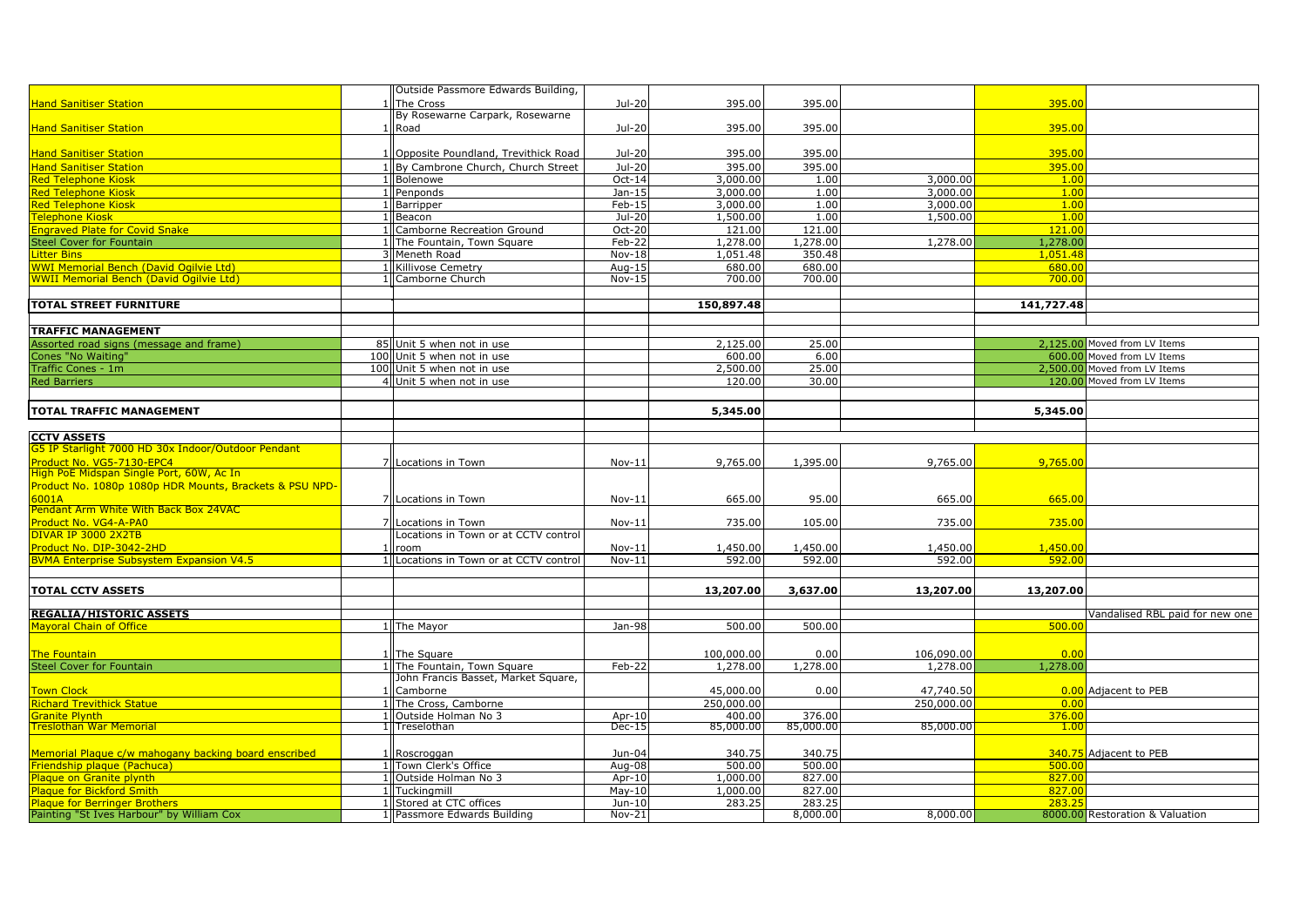| | | | | | | | | |
|---|---|---|---|---|---|---|---|---|
| Hand Sanitiser Station | 1 | Outside Passmore Edwards Building, The Cross | Jul-20 | 395.00 | 395.00 | | 395.00 | |
| Hand Sanitiser Station | 1 | By Rosewarne Carpark, Rosewarne Road | Jul-20 | 395.00 | 395.00 | | 395.00 | |
| Hand Sanitiser Station | 1 | Opposite Poundland, Trevithick Road | Jul-20 | 395.00 | 395.00 | | 395.00 | |
| Hand Sanitiser Station | 1 | By Cambrone Church, Church Street | Jul-20 | 395.00 | 395.00 | | 395.00 | |
| Red Telephone Kiosk | 1 | Bolenowe | Oct-14 | 3,000.00 | 1.00 | 3,000.00 | 1.00 | |
| Red Telephone Kiosk | 1 | Penponds | Jan-15 | 3,000.00 | 1.00 | 3,000.00 | 1.00 | |
| Red Telephone Kiosk | 1 | Barripper | Feb-15 | 3,000.00 | 1.00 | 3,000.00 | 1.00 | |
| Telephone Kiosk | 1 | Beacon | Jul-20 | 1,500.00 | 1.00 | 1,500.00 | 1.00 | |
| Engraved Plate for Covid Snake | 1 | Camborne Recreation Ground | Oct-20 | 121.00 | 121.00 | | 121.00 | |
| Steel Cover for Fountain | 1 | The Fountain, Town Square | Feb-22 | 1,278.00 | 1,278.00 | 1,278.00 | 1,278.00 | |
| Litter Bins | 3 | Meneth Road | Nov-18 | 1,051.48 | 350.48 | | 1,051.48 | |
| WWI Memorial Bench (David Ogilvie Ltd) | 1 | Killivose Cemetry | Aug-15 | 680.00 | 680.00 | | 680.00 | |
| WWII Memorial Bench (David Ogilvie Ltd) | 1 | Camborne Church | Nov-15 | 700.00 | 700.00 | | 700.00 | |
| | | | | | | | | |
| **TOTAL STREET FURNITURE** | | | | **150,897.48** | | | **141,727.48** | |
| | | | | | | | | |
| **TRAFFIC MANAGEMENT** | | | | | | | | |
| Assorted road signs (message and frame) | 85 | Unit 5 when not in use | | 2,125.00 | 25.00 | | 2,125.00 | Moved from LV Items |
| Cones "No Waiting" | 100 | Unit 5 when not in use | | 600.00 | 6.00 | | 600.00 | Moved from LV Items |
| Traffic Cones - 1m | 100 | Unit 5 when not in use | | 2,500.00 | 25.00 | | 2,500.00 | Moved from LV Items |
| Red Barriers | 4 | Unit 5 when not in use | | 120.00 | 30.00 | | 120.00 | Moved from LV Items |
| | | | | | | | | |
| **TOTAL TRAFFIC MANAGEMENT** | | | | **5,345.00** | | | **5,345.00** | |
| | | | | | | | | |
| **CCTV ASSETS** | | | | | | | | |
| G5 IP Starlight 7000 HD 30x Indoor/Outdoor Pendant Product No. VG5-7130-EPC4 | 7 | Locations in Town | Nov-11 | 9,765.00 | 1,395.00 | 9,765.00 | 9,765.00 | |
| High PoE Midspan Single Port, 60W, Ac In Product No. 1080p 1080p HDR Mounts, Brackets & PSU NPD-6001A | 7 | Locations in Town | Nov-11 | 665.00 | 95.00 | 665.00 | 665.00 | |
| Pendant Arm White With Back Box 24VAC Product No. VG4-A-PA0 | 7 | Locations in Town | Nov-11 | 735.00 | 105.00 | 735.00 | 735.00 | |
| DIVAR IP 3000 2X2TB Product No. DIP-3042-2HD | 1 | Locations in Town or at CCTV control room | Nov-11 | 1,450.00 | 1,450.00 | 1,450.00 | 1,450.00 | |
| BVMA Enterprise Subsystem Expansion V4.5 | 1 | Locations in Town or at CCTV control | Nov-11 | 592.00 | 592.00 | 592.00 | 592.00 | |
| | | | | | | | | |
| **TOTAL CCTV ASSETS** | | | | **13,207.00** | **3,637.00** | **13,207.00** | **13,207.00** | |
| | | | | | | | | |
| **REGALIA/HISTORIC ASSETS** | | | | | | | | Vandalised RBL paid for new one |
| Mayoral Chain of Office | 1 | The Mayor | Jan-98 | 500.00 | 500.00 | | 500.00 | |
| The Fountain | 1 | The Square | | 100,000.00 | 0.00 | 106,090.00 | 0.00 | |
| Steel Cover for Fountain | 1 | The Fountain, Town Square | Feb-22 | 1,278.00 | 1,278.00 | 1,278.00 | 1,278.00 | |
| Town Clock | 1 | John Francis Basset, Market Square, Camborne | | 45,000.00 | 0.00 | 47,740.50 | 0.00 | Adjacent to PEB |
| Richard Trevithick Statue | 1 | The Cross, Camborne | | 250,000.00 | | 250,000.00 | 0.00 | |
| Granite Plynth | 1 | Outside Holman No 3 | Apr-10 | 400.00 | 376.00 | | 376.00 | |
| Treslothan War Memorial | 1 | Treselothan | Dec-15 | 85,000.00 | 85,000.00 | 85,000.00 | 1.00 | |
| Memorial Plaque c/w mahogany backing board enscribed | 1 | Roscroggan | Jun-04 | 340.75 | 340.75 | | 340.75 | Adjacent to PEB |
| Friendship plaque (Pachuca) | 1 | Town Clerk's Office | Aug-08 | 500.00 | 500.00 | | 500.00 | |
| Plaque on Granite plynth | 1 | Outside Holman No 3 | Apr-10 | 1,000.00 | 827.00 | | 827.00 | |
| Plaque for Bickford Smith | 1 | Tuckingmill | May-10 | 1,000.00 | 827.00 | | 827.00 | |
| Plaque for Berringer Brothers | 1 | Stored at CTC offices | Jun-10 | 283.25 | 283.25 | | 283.25 | |
| Painting "St Ives Harbour" by William Cox | 1 | Passmore Edwards Building | Nov-21 | | 8,000.00 | 8,000.00 | 8000.00 | Restoration & Valuation |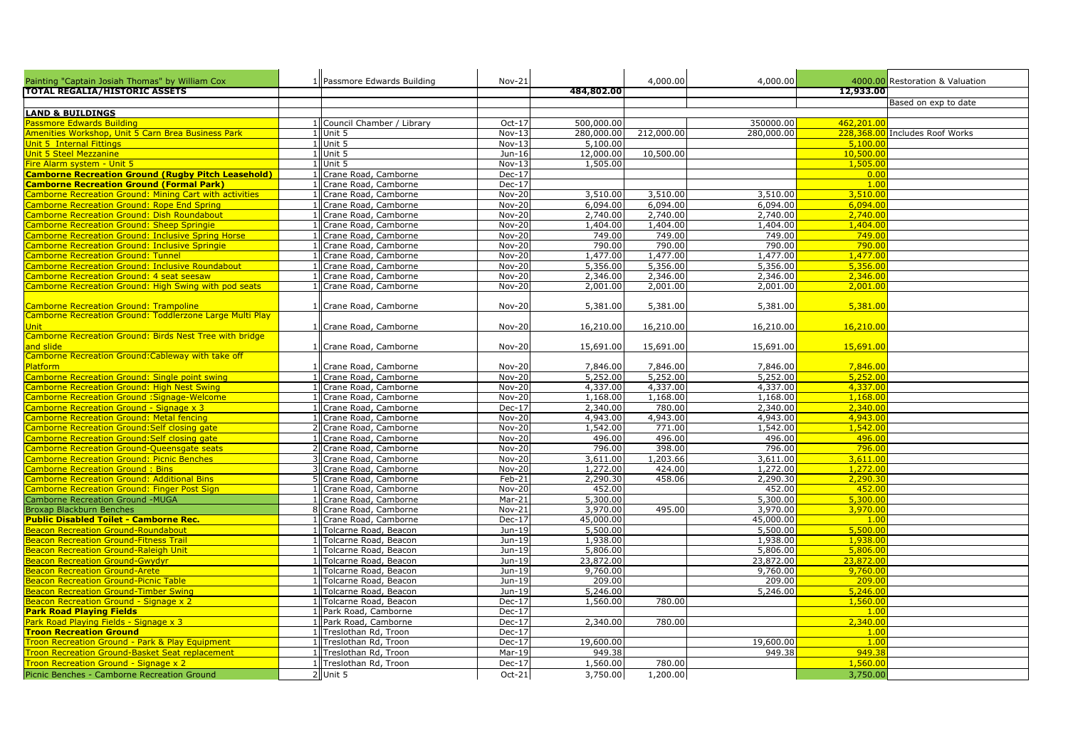| | | | | | | | | |
|---|---|---|---|---|---|---|---|---|
| Painting "Captain Josiah Thomas" by William Cox | 1 | Passmore Edwards Building | Nov-21 | | 4,000.00 | 4,000.00 | 4000.00 | Restoration & Valuation |
| **TOTAL REGALIA/HISTORIC ASSETS** | | | | **484,802.00** | | | **12,933.00** | |
| | | | | | | | | Based on exp to date |
| **LAND & BUILDINGS** | | | | | | | | |
| Passmore Edwards Building | 1 | Council Chamber / Library | Oct-17 | 500,000.00 | | 350000.00 | 462,201.00 | |
| Amenities Workshop, Unit 5 Carn Brea Business Park | 1 | Unit 5 | Nov-13 | 280,000.00 | 212,000.00 | 280,000.00 | 228,368.00 | Includes Roof Works |
| Unit 5 Internal Fittings | 1 | Unit 5 | Nov-13 | 5,100.00 | | | 5,100.00 | |
| Unit 5 Steel Mezzanine | 1 | Unit 5 | Jun-16 | 12,000.00 | 10,500.00 | | 10,500.00 | |
| Fire Alarm system - Unit 5 | 1 | Unit 5 | Nov-13 | 1,505.00 | | | 1,505.00 | |
| **Camborne Recreation Ground (Rugby Pitch Leasehold)** | 1 | Crane Road, Camborne | Dec-17 | | | | 0.00 | |
| **Camborne Recreation Ground (Formal Park)** | 1 | Crane Road, Camborne | Dec-17 | | | | 1.00 | |
| Camborne Recreation Ground: Mining Cart with activities | 1 | Crane Road, Camborne | Nov-20 | 3,510.00 | 3,510.00 | 3,510.00 | 3,510.00 | |
| Camborne Recreation Ground: Rope End Spring | 1 | Crane Road, Camborne | Nov-20 | 6,094.00 | 6,094.00 | 6,094.00 | 6,094.00 | |
| Camborne Recreation Ground: Dish Roundabout | 1 | Crane Road, Camborne | Nov-20 | 2,740.00 | 2,740.00 | 2,740.00 | 2,740.00 | |
| Camborne Recreation Ground: Sheep Springie | 1 | Crane Road, Camborne | Nov-20 | 1,404.00 | 1,404.00 | 1,404.00 | 1,404.00 | |
| Camborne Recreation Ground: Inclusive Spring Horse | 1 | Crane Road, Camborne | Nov-20 | 749.00 | 749.00 | 749.00 | 749.00 | |
| Camborne Recreation Ground: Inclusive Springie | 1 | Crane Road, Camborne | Nov-20 | 790.00 | 790.00 | 790.00 | 790.00 | |
| Camborne Recreation Ground: Tunnel | 1 | Crane Road, Camborne | Nov-20 | 1,477.00 | 1,477.00 | 1,477.00 | 1,477.00 | |
| Camborne Recreation Ground: Inclusive Roundabout | 1 | Crane Road, Camborne | Nov-20 | 5,356.00 | 5,356.00 | 5,356.00 | 5,356.00 | |
| Camborne Recreation Ground: 4 seat seesaw | 1 | Crane Road, Camborne | Nov-20 | 2,346.00 | 2,346.00 | 2,346.00 | 2,346.00 | |
| Camborne Recreation Ground: High Swing with pod seats | 1 | Crane Road, Camborne | Nov-20 | 2,001.00 | 2,001.00 | 2,001.00 | 2,001.00 | |
| Camborne Recreation Ground: Trampoline | 1 | Crane Road, Camborne | Nov-20 | 5,381.00 | 5,381.00 | 5,381.00 | 5,381.00 | |
| Camborne Recreation Ground: Toddlerzone Large Multi Play Unit | 1 | Crane Road, Camborne | Nov-20 | 16,210.00 | 16,210.00 | 16,210.00 | 16,210.00 | |
| Camborne Recreation Ground: Birds Nest Tree with bridge and slide | 1 | Crane Road, Camborne | Nov-20 | 15,691.00 | 15,691.00 | 15,691.00 | 15,691.00 | |
| Camborne Recreation Ground:Cableway with take off Platform | 1 | Crane Road, Camborne | Nov-20 | 7,846.00 | 7,846.00 | 7,846.00 | 7,846.00 | |
| Camborne Recreation Ground: Single point swing | 1 | Crane Road, Camborne | Nov-20 | 5,252.00 | 5,252.00 | 5,252.00 | 5,252.00 | |
| Camborne Recreation Ground: High Nest Swing | 1 | Crane Road, Camborne | Nov-20 | 4,337.00 | 4,337.00 | 4,337.00 | 4,337.00 | |
| Camborne Recreation Ground :Signage-Welcome | 1 | Crane Road, Camborne | Nov-20 | 1,168.00 | 1,168.00 | 1,168.00 | 1,168.00 | |
| Camborne Recreation Ground - Signage x 3 | 1 | Crane Road, Camborne | Dec-17 | 2,340.00 | 780.00 | 2,340.00 | 2,340.00 | |
| Camborne Recreation Ground: Metal fencing | 1 | Crane Road, Camborne | Nov-20 | 4,943.00 | 4,943.00 | 4,943.00 | 4,943.00 | |
| Camborne Recreation Ground:Self closing gate | 2 | Crane Road, Camborne | Nov-20 | 1,542.00 | 771.00 | 1,542.00 | 1,542.00 | |
| Camborne Recreation Ground:Self closing gate | 1 | Crane Road, Camborne | Nov-20 | 496.00 | 496.00 | 496.00 | 496.00 | |
| Camborne Recreation Ground-Queensgate seats | 2 | Crane Road, Camborne | Nov-20 | 796.00 | 398.00 | 796.00 | 796.00 | |
| Camborne Recreation Ground: Picnic Benches | 3 | Crane Road, Camborne | Nov-20 | 3,611.00 | 1,203.66 | 3,611.00 | 3,611.00 | |
| Camborne Recreation Ground : Bins | 3 | Crane Road, Camborne | Nov-20 | 1,272.00 | 424.00 | 1,272.00 | 1,272.00 | |
| Camborne Recreation Ground: Additional Bins | 5 | Crane Road, Camborne | Feb-21 | 2,290.30 | 458.06 | 2,290.30 | 2,290.30 | |
| Camborne Recreation Ground: Finger Post Sign | 1 | Crane Road, Camborne | Nov-20 | 452.00 | | 452.00 | 452.00 | |
| Camborne Recreation Ground -MUGA | 1 | Crane Road, Camborne | Mar-21 | 5,300.00 | | 5,300.00 | 5,300.00 | |
| Broxap Blackburn Benches | 8 | Crane Road, Camborne | Nov-21 | 3,970.00 | 495.00 | 3,970.00 | 3,970.00 | |
| **Public Disabled Toilet - Camborne Rec.** | 1 | Crane Road, Camborne | Dec-17 | 45,000.00 | | 45,000.00 | 1.00 | |
| Beacon Recreation Ground-Roundabout | 1 | Tolcarne Road, Beacon | Jun-19 | 5,500.00 | | 5,500.00 | 5,500.00 | |
| Beacon Recreation Ground-Fitness Trail | 1 | Tolcarne Road, Beacon | Jun-19 | 1,938.00 | | 1,938.00 | 1,938.00 | |
| Beacon Recreation Ground-Raleigh Unit | 1 | Tolcarne Road, Beacon | Jun-19 | 5,806.00 | | 5,806.00 | 5,806.00 | |
| Beacon Recreation Ground-Gwydyr | 1 | Tolcarne Road, Beacon | Jun-19 | 23,872.00 | | 23,872.00 | 23,872.00 | |
| Beacon Recreation Ground-Arete | 1 | Tolcarne Road, Beacon | Jun-19 | 9,760.00 | | 9,760.00 | 9,760.00 | |
| Beacon Recreation Ground-Picnic Table | 1 | Tolcarne Road, Beacon | Jun-19 | 209.00 | | 209.00 | 209.00 | |
| Beacon Recreation Ground-Timber Swing | 1 | Tolcarne Road, Beacon | Jun-19 | 5,246.00 | | 5,246.00 | 5,246.00 | |
| Beacon Recreation Ground - Signage x 2 | 1 | Tolcarne Road, Beacon | Dec-17 | 1,560.00 | 780.00 | | 1,560.00 | |
| **Park Road Playing Fields** | 1 | Park Road, Camborne | Dec-17 | | | | 1.00 | |
| Park Road Playing Fields - Signage x 3 | 1 | Park Road, Camborne | Dec-17 | 2,340.00 | 780.00 | | 2,340.00 | |
| **Troon Recreation Ground** | 1 | Treslothan Rd, Troon | Dec-17 | | | | 1.00 | |
| Troon Recreation Ground - Park & Play Equipment | 1 | Treslothan Rd, Troon | Dec-17 | 19,600.00 | | 19,600.00 | 1.00 | |
| Troon Recreation Ground-Basket Seat replacement | 1 | Treslothan Rd, Troon | Mar-19 | 949.38 | | 949.38 | 949.38 | |
| Troon Recreation Ground - Signage x 2 | 1 | Treslothan Rd, Troon | Dec-17 | 1,560.00 | 780.00 | | 1,560.00 | |
| Picnic Benches - Camborne Recreation Ground | 2 | Unit 5 | Oct-21 | 3,750.00 | 1,200.00 | | 3,750.00 | |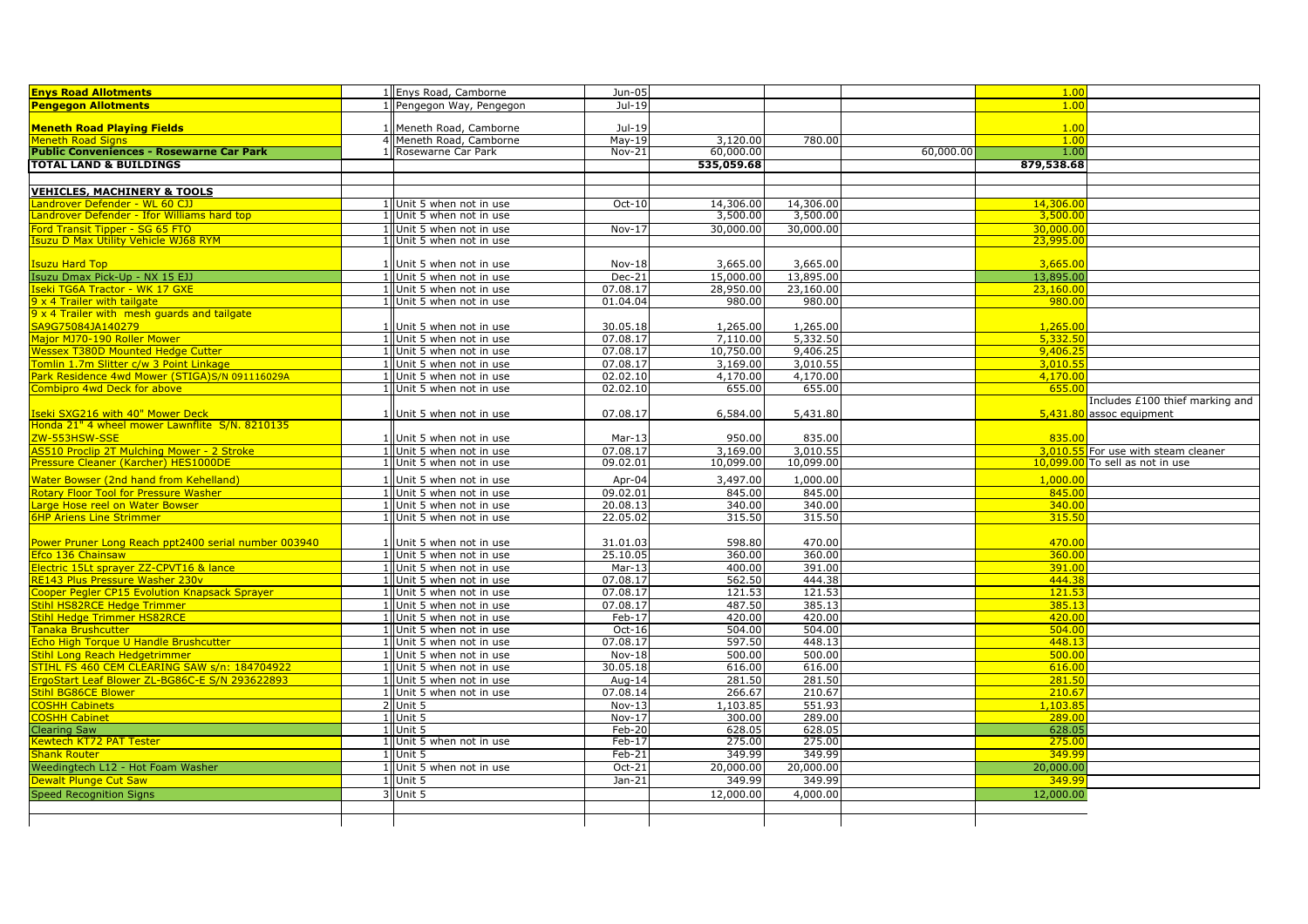| | | | | | | | | |
|---|---|---|---|---|---|---|---|---|
| **Enys Road Allotments** | 1 | Enys Road, Camborne | Jun-05 | | | | 1.00 | |
| **Pengegon Allotments** | 1 | Pengegon Way, Pengegon | Jul-19 | | | | 1.00 | |
| **Meneth Road Playing Fields** | 1 | Meneth Road, Camborne | Jul-19 | | | | 1.00 | |
| Meneth Road Signs | 4 | Meneth Road, Camborne | May-19 | 3,120.00 | 780.00 | | 1.00 | |
| **Public Conveniences - Rosewarne Car Park** | 1 | Rosewarne Car Park | Nov-21 | 60,000.00 | | 60,000.00 | 1.00 | |
| **TOTAL LAND & BUILDINGS** | | | | **535,059.68** | | | **879,538.68** | |
| | | | | | | | | |
| **VEHICLES, MACHINERY & TOOLS** | | | | | | | | |
| Landrover Defender - WL 60 CJJ | 1 | Unit 5 when not in use | Oct-10 | 14,306.00 | 14,306.00 | | 14,306.00 | |
| Landrover Defender - Ifor Williams hard top | 1 | Unit 5 when not in use | | 3,500.00 | 3,500.00 | | 3,500.00 | |
| Ford Transit Tipper - SG 65 FTO | 1 | Unit 5 when not in use | Nov-17 | 30,000.00 | 30,000.00 | | 30,000.00 | |
| Isuzu D Max Utility Vehicle WJ68 RYM | 1 | Unit 5 when not in use | | | | | 23,995.00 | |
| Isuzu Hard Top | 1 | Unit 5 when not in use | Nov-18 | 3,665.00 | 3,665.00 | | 3,665.00 | |
| Isuzu Dmax Pick-Up - NX 15 EJJ | 1 | Unit 5 when not in use | Dec-21 | 15,000.00 | 13,895.00 | | 13,895.00 | |
| Iseki TG6A Tractor - WK 17 GXE | 1 | Unit 5 when not in use | 07.08.17 | 28,950.00 | 23,160.00 | | 23,160.00 | |
| 9 x 4 Trailer with tailgate | 1 | Unit 5 when not in use | 01.04.04 | 980.00 | 980.00 | | 980.00 | |
| 9 x 4 Trailer with mesh guards and tailgate SA9G75084JA140279 | 1 | Unit 5 when not in use | 30.05.18 | 1,265.00 | 1,265.00 | | 1,265.00 | |
| Major MJ70-190 Roller Mower | 1 | Unit 5 when not in use | 07.08.17 | 7,110.00 | 5,332.50 | | 5,332.50 | |
| Wessex T380D Mounted Hedge Cutter | 1 | Unit 5 when not in use | 07.08.17 | 10,750.00 | 9,406.25 | | 9,406.25 | |
| Tomlin 1.7m Slitter c/w 3 Point Linkage | 1 | Unit 5 when not in use | 07.08.17 | 3,169.00 | 3,010.55 | | 3,010.55 | |
| Park Residence 4wd Mower (STIGA)S/N 091116029A | 1 | Unit 5 when not in use | 02.02.10 | 4,170.00 | 4,170.00 | | 4,170.00 | |
| Combipro 4wd Deck for above | 1 | Unit 5 when not in use | 02.02.10 | 655.00 | 655.00 | | 655.00 | |
| Iseki SXG216 with 40" Mower Deck | 1 | Unit 5 when not in use | 07.08.17 | 6,584.00 | 5,431.80 | | 5,431.80 | Includes £100 thief marking and assoc equipment |
| Honda 21" 4 wheel mower Lawnflite S/N. 8210135 ZW-553HSW-SSE | 1 | Unit 5 when not in use | Mar-13 | 950.00 | 835.00 | | 835.00 | |
| AS510 Proclip 2T Mulching Mower - 2 Stroke | 1 | Unit 5 when not in use | 07.08.17 | 3,169.00 | 3,010.55 | | 3,010.55 | For use with steam cleaner |
| Pressure Cleaner (Karcher) HES1000DE | 1 | Unit 5 when not in use | 09.02.01 | 10,099.00 | 10,099.00 | | 10,099.00 | To sell as not in use |
| Water Bowser (2nd hand from Kehelland) | 1 | Unit 5 when not in use | Apr-04 | 3,497.00 | 1,000.00 | | 1,000.00 | |
| Rotary Floor Tool for Pressure Washer | 1 | Unit 5 when not in use | 09.02.01 | 845.00 | 845.00 | | 845.00 | |
| Large Hose reel on Water Bowser | 1 | Unit 5 when not in use | 20.08.13 | 340.00 | 340.00 | | 340.00 | |
| 6HP Ariens Line Strimmer | 1 | Unit 5 when not in use | 22.05.02 | 315.50 | 315.50 | | 315.50 | |
| Power Pruner Long Reach ppt2400 serial number 003940 | 1 | Unit 5 when not in use | 31.01.03 | 598.80 | 470.00 | | 470.00 | |
| Efco 136 Chainsaw | 1 | Unit 5 when not in use | 25.10.05 | 360.00 | 360.00 | | 360.00 | |
| Electric 15Lt sprayer ZZ-CPVT16 & lance | 1 | Unit 5 when not in use | Mar-13 | 400.00 | 391.00 | | 391.00 | |
| RE143 Plus Pressure Washer 230v | 1 | Unit 5 when not in use | 07.08.17 | 562.50 | 444.38 | | 444.38 | |
| Cooper Pegler CP15 Evolution Knapsack Sprayer | 1 | Unit 5 when not in use | 07.08.17 | 121.53 | 121.53 | | 121.53 | |
| Stihl HS82RCE Hedge Trimmer | 1 | Unit 5 when not in use | 07.08.17 | 487.50 | 385.13 | | 385.13 | |
| Stihl Hedge Trimmer HS82RCE | 1 | Unit 5 when not in use | Feb-17 | 420.00 | 420.00 | | 420.00 | |
| Tanaka Brushcutter | 1 | Unit 5 when not in use | Oct-16 | 504.00 | 504.00 | | 504.00 | |
| Echo High Torque U Handle Brushcutter | 1 | Unit 5 when not in use | 07.08.17 | 597.50 | 448.13 | | 448.13 | |
| Stihl Long Reach Hedgetrimmer | 1 | Unit 5 when not in use | Nov-18 | 500.00 | 500.00 | | 500.00 | |
| STIHL FS 460 CEM CLEARING SAW s/n: 184704922 | 1 | Unit 5 when not in use | 30.05.18 | 616.00 | 616.00 | | 616.00 | |
| ErgoStart Leaf Blower ZL-BG86C-E S/N 293622893 | 1 | Unit 5 when not in use | Aug-14 | 281.50 | 281.50 | | 281.50 | |
| Stihl BG86CE Blower | 1 | Unit 5 when not in use | 07.08.14 | 266.67 | 210.67 | | 210.67 | |
| COSHH Cabinets | 2 | Unit 5 | Nov-13 | 1,103.85 | 551.93 | | 1,103.85 | |
| COSHH Cabinet | 1 | Unit 5 | Nov-17 | 300.00 | 289.00 | | 289.00 | |
| Clearing Saw | 1 | Unit 5 | Feb-20 | 628.05 | 628.05 | | 628.05 | |
| Kewtech KT72 PAT Tester | 1 | Unit 5 when not in use | Feb-17 | 275.00 | 275.00 | | 275.00 | |
| Shank Router | 1 | Unit 5 | Feb-21 | 349.99 | 349.99 | | 349.99 | |
| Weedingtech L12 - Hot Foam Washer | 1 | Unit 5 when not in use | Oct-21 | 20,000.00 | 20,000.00 | | 20,000.00 | |
| Dewalt Plunge Cut Saw | 1 | Unit 5 | Jan-21 | 349.99 | 349.99 | | 349.99 | |
| Speed Recognition Signs | 3 | Unit 5 | | 12,000.00 | 4,000.00 | | 12,000.00 | |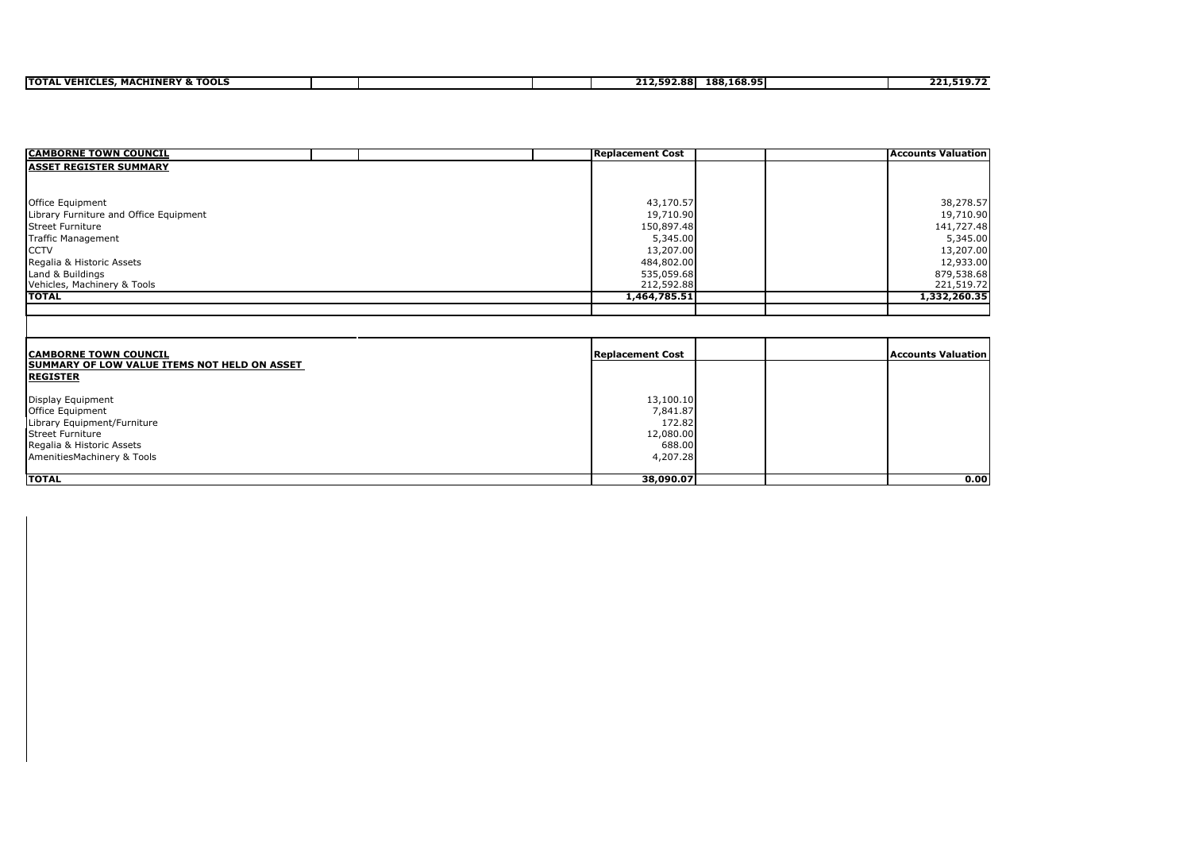| | | | | | | | |
|---|---|---|---|---|---|---|---|
| **TOTAL VEHICLES, MACHINERY & TOOLS** | | | | 212,592.88 | 188,168.95 | | 221,519.72 |

| **CAMBORNE TOWN COUNCIL** | **Replacement Cost** | | | **Accounts Valuation** |
|---|---|---|---|---|
| **ASSET REGISTER SUMMARY** | | | | |
| Office Equipment | 43,170.57 | | | 38,278.57 |
| Library Furniture and Office Equipment | 19,710.90 | | | 19,710.90 |
| Street Furniture | 150,897.48 | | | 141,727.48 |
| Traffic Management | 5,345.00 | | | 5,345.00 |
| CCTV | 13,207.00 | | | 13,207.00 |
| Regalia & Historic Assets | 484,802.00 | | | 12,933.00 |
| Land & Buildings | 535,059.68 | | | 879,538.68 |
| Vehicles, Machinery & Tools | 212,592.88 | | | 221,519.72 |
| **TOTAL** | **1,464,785.51** | | | **1,332,260.35** |

| **CAMBORNE TOWN COUNCIL** | **Replacement Cost** | | | **Accounts Valuation** |
|---|---|---|---|---|
| **SUMMARY OF LOW VALUE ITEMS NOT HELD ON ASSET REGISTER** | | | | |
| Display Equipment | 13,100.10 | | | |
| Office Equipment | 7,841.87 | | | |
| Library Equipment/Furniture | 172.82 | | | |
| Street Furniture | 12,080.00 | | | |
| Regalia & Historic Assets | 688.00 | | | |
| AmenitiesMachinery & Tools | 4,207.28 | | | |
| **TOTAL** | **38,090.07** | | | **0.00** |